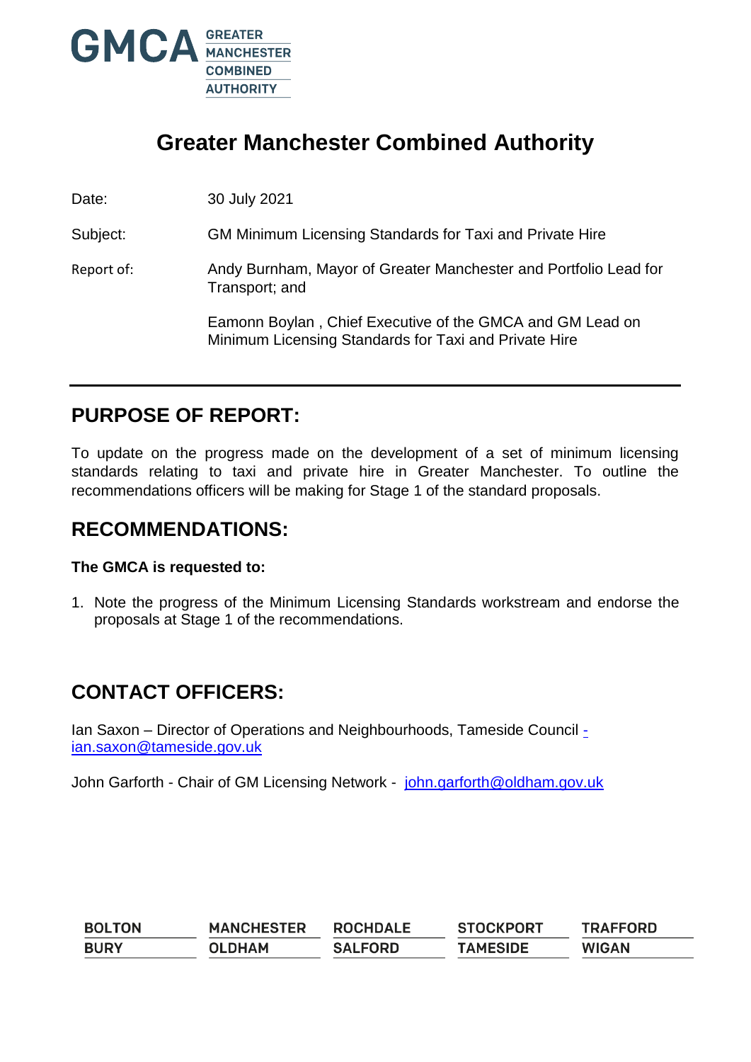# Greater Manchester Combined Authority

Date: 30 July 2021

Subject: GM Minimum Licensing Standards for Taxi and Private Hire

Report of: Andy Burnham, Mayor of Greater Manchester and Portfolio Lead for Transport; and

Eamonn Boylan , Chief Executive of the GMCA and GM Lead on Minimum Licensing Standards for Taxi and Private Hire

## PURPOSE OF REPORT:

To update on the progress made on the development of a set of minimum licensing standards relating to taxi and private hire in Greater Manchester. To outline the recommendations officers will be making for Stage 1 of the standard proposals.

## RECOMMENDATIONS:

**The GMCA is requested to:**

1. Note the progress of the Minimum Licensing Standards workstream and endorse the proposals at Stage 1 of the recommendations.

## CONTACT OFFICERS:

Ian Saxon – Director of Operations and Neighbourhoods, Tameside Council - ian.saxon@tameside.gov.uk

John Garforth - Chair of GM Licensing Network - john.garforth@oldham.gov.uk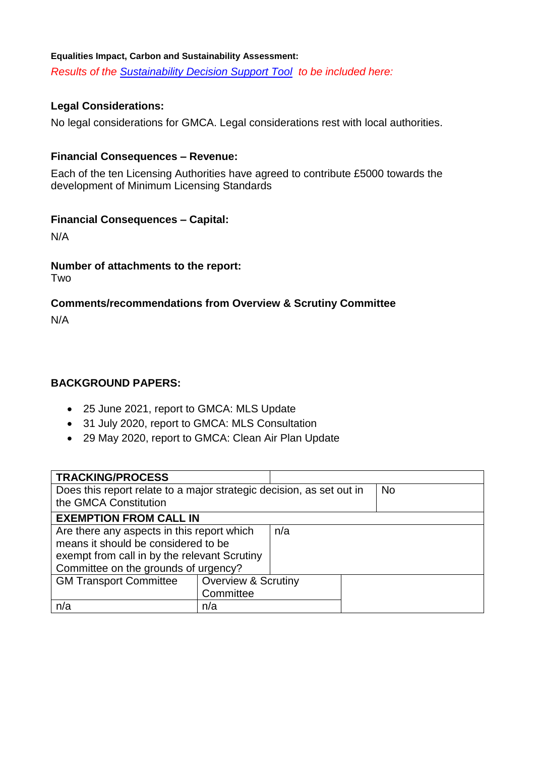**Equalities Impact, Carbon and Sustainability Assessment:**

*Results of the Sustainability Decision Support Tool to be included here:*

**Legal Considerations:**

No legal considerations for GMCA. Legal considerations rest with local authorities.

**Financial Consequences – Revenue:**

Each of the ten Licensing Authorities have agreed to contribute £5000 towards the development of Minimum Licensing Standards

**Financial Consequences – Capital:**

N/A

**Number of attachments to the report:**

Two

**Comments/recommendations from Overview & Scrutiny Committee**

N/A

**BACKGROUND PAPERS:**

- 25 June 2021, report to GMCA: MLS Update
- 31 July 2020, report to GMCA: MLS Consultation
- 29 May 2020, report to GMCA: Clean Air Plan Update

| **TRACKING/PROCESS** | |
|---|---|
| Does this report relate to a major strategic decision, as set out in the GMCA Constitution | No |
| **EXEMPTION FROM CALL IN** | |
| Are there any aspects in this report which means it should be considered to be exempt from call in by the relevant Scrutiny Committee on the grounds of urgency? | n/a |
| GM Transport Committee | Overview & Scrutiny Committee |
| n/a | n/a |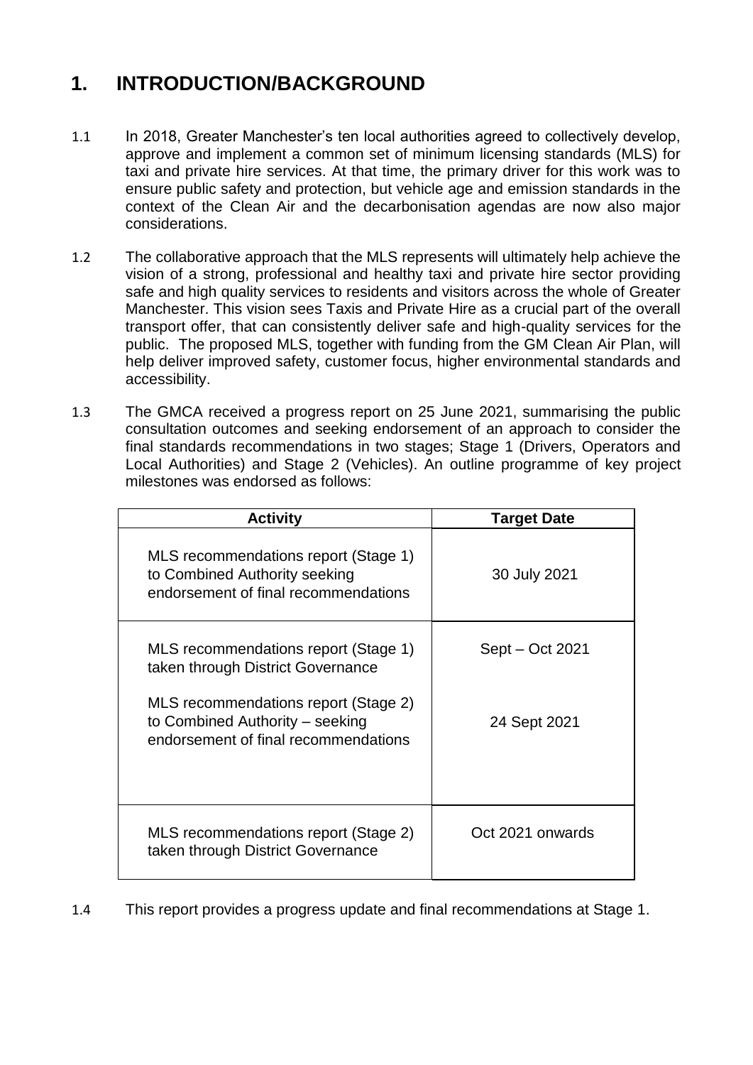# 1. INTRODUCTION/BACKGROUND

1.1 In 2018, Greater Manchester's ten local authorities agreed to collectively develop, approve and implement a common set of minimum licensing standards (MLS) for taxi and private hire services. At that time, the primary driver for this work was to ensure public safety and protection, but vehicle age and emission standards in the context of the Clean Air and the decarbonisation agendas are now also major considerations.

1.2 The collaborative approach that the MLS represents will ultimately help achieve the vision of a strong, professional and healthy taxi and private hire sector providing safe and high quality services to residents and visitors across the whole of Greater Manchester. This vision sees Taxis and Private Hire as a crucial part of the overall transport offer, that can consistently deliver safe and high-quality services for the public. The proposed MLS, together with funding from the GM Clean Air Plan, will help deliver improved safety, customer focus, higher environmental standards and accessibility.

1.3 The GMCA received a progress report on 25 June 2021, summarising the public consultation outcomes and seeking endorsement of an approach to consider the final standards recommendations in two stages; Stage 1 (Drivers, Operators and Local Authorities) and Stage 2 (Vehicles). An outline programme of key project milestones was endorsed as follows:

| Activity | Target Date |
|---|---|
| MLS recommendations report (Stage 1) to Combined Authority seeking endorsement of final recommendations | 30 July 2021 |
| MLS recommendations report (Stage 1) taken through District Governance | Sept – Oct 2021 |
| MLS recommendations report (Stage 2) to Combined Authority – seeking endorsement of final recommendations | 24 Sept 2021 |
| MLS recommendations report (Stage 2) taken through District Governance | Oct 2021 onwards |

1.4 This report provides a progress update and final recommendations at Stage 1.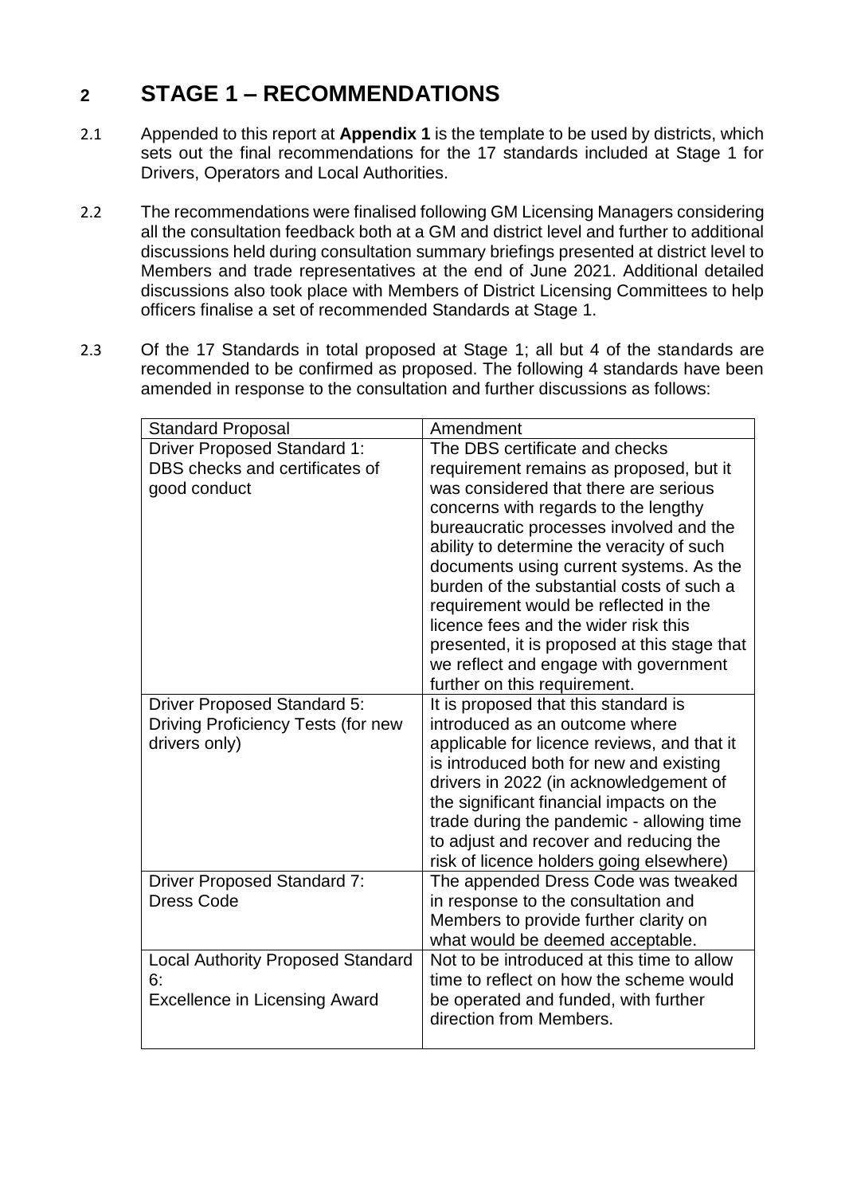## 2 STAGE 1 – RECOMMENDATIONS

2.1 Appended to this report at **Appendix 1** is the template to be used by districts, which sets out the final recommendations for the 17 standards included at Stage 1 for Drivers, Operators and Local Authorities.

2.2 The recommendations were finalised following GM Licensing Managers considering all the consultation feedback both at a GM and district level and further to additional discussions held during consultation summary briefings presented at district level to Members and trade representatives at the end of June 2021. Additional detailed discussions also took place with Members of District Licensing Committees to help officers finalise a set of recommended Standards at Stage 1.

2.3 Of the 17 Standards in total proposed at Stage 1; all but 4 of the standards are recommended to be confirmed as proposed. The following 4 standards have been amended in response to the consultation and further discussions as follows:

| Standard Proposal | Amendment |
|---|---|
| Driver Proposed Standard 1: DBS checks and certificates of good conduct | The DBS certificate and checks requirement remains as proposed, but it was considered that there are serious concerns with regards to the lengthy bureaucratic processes involved and the ability to determine the veracity of such documents using current systems. As the burden of the substantial costs of such a requirement would be reflected in the licence fees and the wider risk this presented, it is proposed at this stage that we reflect and engage with government further on this requirement. |
| Driver Proposed Standard 5: Driving Proficiency Tests (for new drivers only) | It is proposed that this standard is introduced as an outcome where applicable for licence reviews, and that it is introduced both for new and existing drivers in 2022 (in acknowledgement of the significant financial impacts on the trade during the pandemic - allowing time to adjust and recover and reducing the risk of licence holders going elsewhere) |
| Driver Proposed Standard 7: Dress Code | The appended Dress Code was tweaked in response to the consultation and Members to provide further clarity on what would be deemed acceptable. |
| Local Authority Proposed Standard 6: Excellence in Licensing Award | Not to be introduced at this time to allow time to reflect on how the scheme would be operated and funded, with further direction from Members. |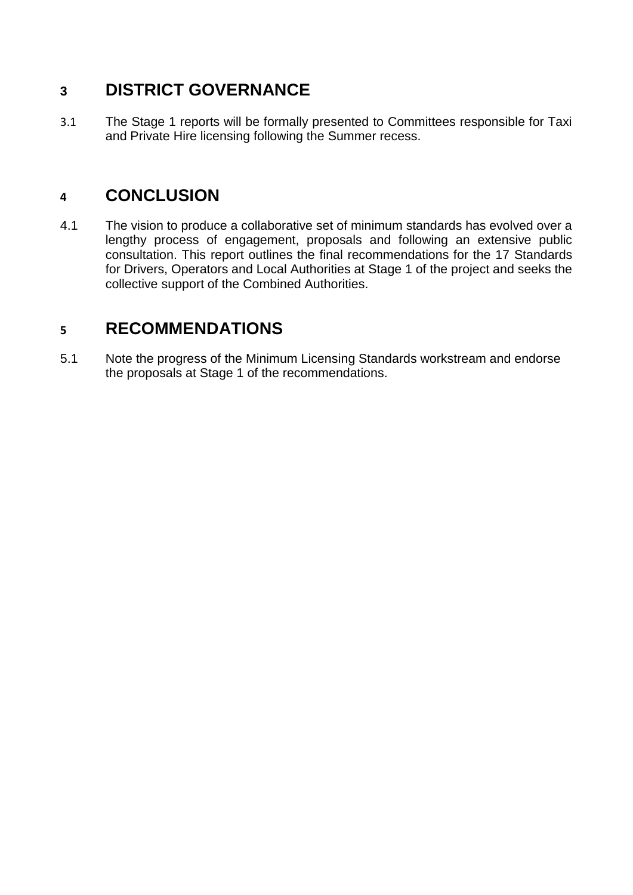## 3 DISTRICT GOVERNANCE

3.1 The Stage 1 reports will be formally presented to Committees responsible for Taxi and Private Hire licensing following the Summer recess.

## 4 CONCLUSION

4.1 The vision to produce a collaborative set of minimum standards has evolved over a lengthy process of engagement, proposals and following an extensive public consultation. This report outlines the final recommendations for the 17 Standards for Drivers, Operators and Local Authorities at Stage 1 of the project and seeks the collective support of the Combined Authorities.

## 5 RECOMMENDATIONS

5.1 Note the progress of the Minimum Licensing Standards workstream and endorse the proposals at Stage 1 of the recommendations.